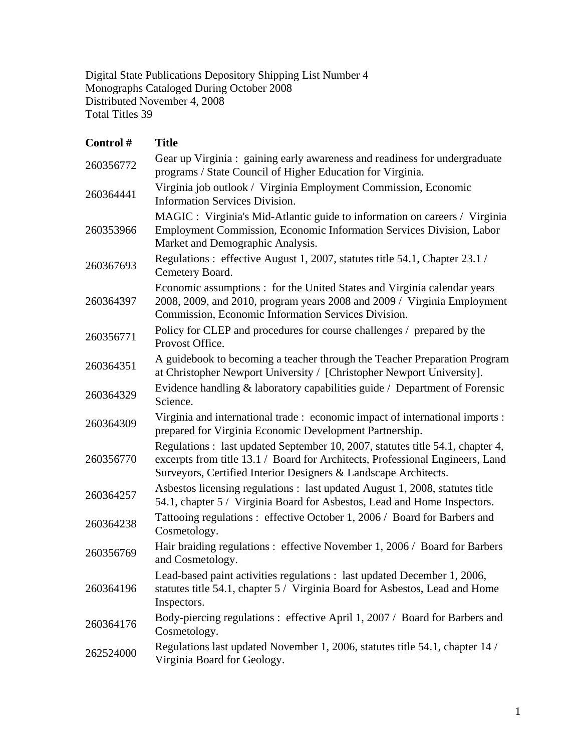Digital State Publications Depository Shipping List Number 4
Monographs Cataloged During October 2008
Distributed November 4, 2008
Total Titles 39

| **Control #** | **Title** |
|---|---|
| 260356772 | Gear up Virginia : gaining early awareness and readiness for undergraduate programs / State Council of Higher Education for Virginia. |
| 260364441 | Virginia job outlook / Virginia Employment Commission, Economic Information Services Division. |
| 260353966 | MAGIC : Virginia's Mid-Atlantic guide to information on careers / Virginia Employment Commission, Economic Information Services Division, Labor Market and Demographic Analysis. |
| 260367693 | Regulations : effective August 1, 2007, statutes title 54.1, Chapter 23.1 / Cemetery Board. |
| 260364397 | Economic assumptions : for the United States and Virginia calendar years 2008, 2009, and 2010, program years 2008 and 2009 / Virginia Employment Commission, Economic Information Services Division. |
| 260356771 | Policy for CLEP and procedures for course challenges / prepared by the Provost Office. |
| 260364351 | A guidebook to becoming a teacher through the Teacher Preparation Program at Christopher Newport University / [Christopher Newport University]. |
| 260364329 | Evidence handling & laboratory capabilities guide / Department of Forensic Science. |
| 260364309 | Virginia and international trade : economic impact of international imports : prepared for Virginia Economic Development Partnership. |
| 260356770 | Regulations : last updated September 10, 2007, statutes title 54.1, chapter 4, excerpts from title 13.1 / Board for Architects, Professional Engineers, Land Surveyors, Certified Interior Designers & Landscape Architects. |
| 260364257 | Asbestos licensing regulations : last updated August 1, 2008, statutes title 54.1, chapter 5 / Virginia Board for Asbestos, Lead and Home Inspectors. |
| 260364238 | Tattooing regulations : effective October 1, 2006 / Board for Barbers and Cosmetology. |
| 260356769 | Hair braiding regulations : effective November 1, 2006 / Board for Barbers and Cosmetology. |
| 260364196 | Lead-based paint activities regulations : last updated December 1, 2006, statutes title 54.1, chapter 5 / Virginia Board for Asbestos, Lead and Home Inspectors. |
| 260364176 | Body-piercing regulations : effective April 1, 2007 / Board for Barbers and Cosmetology. |
| 262524000 | Regulations last updated November 1, 2006, statutes title 54.1, chapter 14 / Virginia Board for Geology. |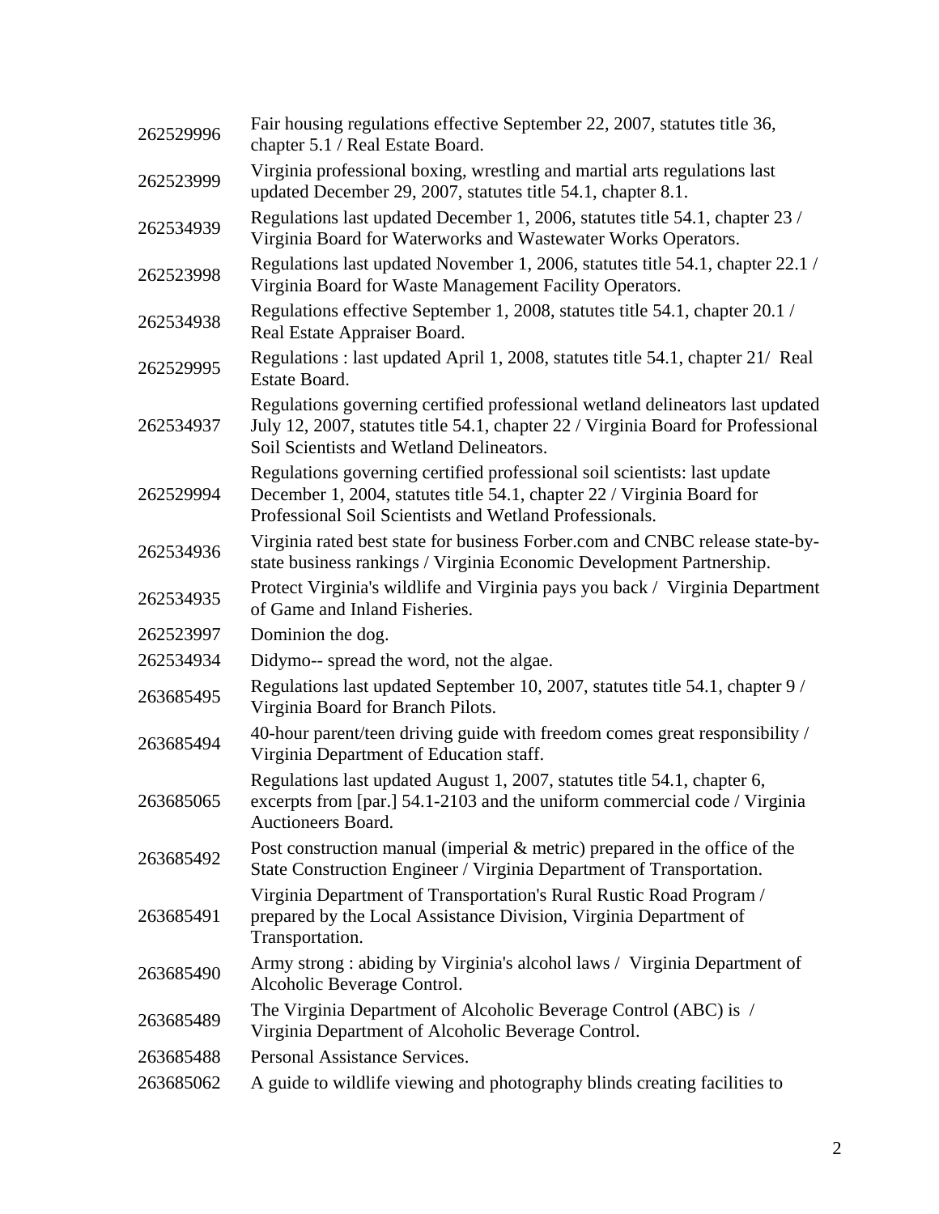| | |
|---|---|
| 262529996 | Fair housing regulations effective September 22, 2007, statutes title 36, chapter 5.1 / Real Estate Board. |
| 262523999 | Virginia professional boxing, wrestling and martial arts regulations last updated December 29, 2007, statutes title 54.1, chapter 8.1. |
| 262534939 | Regulations last updated December 1, 2006, statutes title 54.1, chapter 23 / Virginia Board for Waterworks and Wastewater Works Operators. |
| 262523998 | Regulations last updated November 1, 2006, statutes title 54.1, chapter 22.1 / Virginia Board for Waste Management Facility Operators. |
| 262534938 | Regulations effective September 1, 2008, statutes title 54.1, chapter 20.1 / Real Estate Appraiser Board. |
| 262529995 | Regulations : last updated April 1, 2008, statutes title 54.1, chapter 21/ Real Estate Board. |
| 262534937 | Regulations governing certified professional wetland delineators last updated July 12, 2007, statutes title 54.1, chapter 22 / Virginia Board for Professional Soil Scientists and Wetland Delineators. |
| 262529994 | Regulations governing certified professional soil scientists: last update December 1, 2004, statutes title 54.1, chapter 22 / Virginia Board for Professional Soil Scientists and Wetland Professionals. |
| 262534936 | Virginia rated best state for business Forber.com and CNBC release state-by-state business rankings / Virginia Economic Development Partnership. |
| 262534935 | Protect Virginia's wildlife and Virginia pays you back / Virginia Department of Game and Inland Fisheries. |
| 262523997 | Dominion the dog. |
| 262534934 | Didymo-- spread the word, not the algae. |
| 263685495 | Regulations last updated September 10, 2007, statutes title 54.1, chapter 9 / Virginia Board for Branch Pilots. |
| 263685494 | 40-hour parent/teen driving guide with freedom comes great responsibility / Virginia Department of Education staff. |
| 263685065 | Regulations last updated August 1, 2007, statutes title 54.1, chapter 6, excerpts from [par.] 54.1-2103 and the uniform commercial code / Virginia Auctioneers Board. |
| 263685492 | Post construction manual (imperial & metric) prepared in the office of the State Construction Engineer / Virginia Department of Transportation. |
| 263685491 | Virginia Department of Transportation's Rural Rustic Road Program / prepared by the Local Assistance Division, Virginia Department of Transportation. |
| 263685490 | Army strong : abiding by Virginia's alcohol laws / Virginia Department of Alcoholic Beverage Control. |
| 263685489 | The Virginia Department of Alcoholic Beverage Control (ABC) is / Virginia Department of Alcoholic Beverage Control. |
| 263685488 | Personal Assistance Services. |
| 263685062 | A guide to wildlife viewing and photography blinds creating facilities to |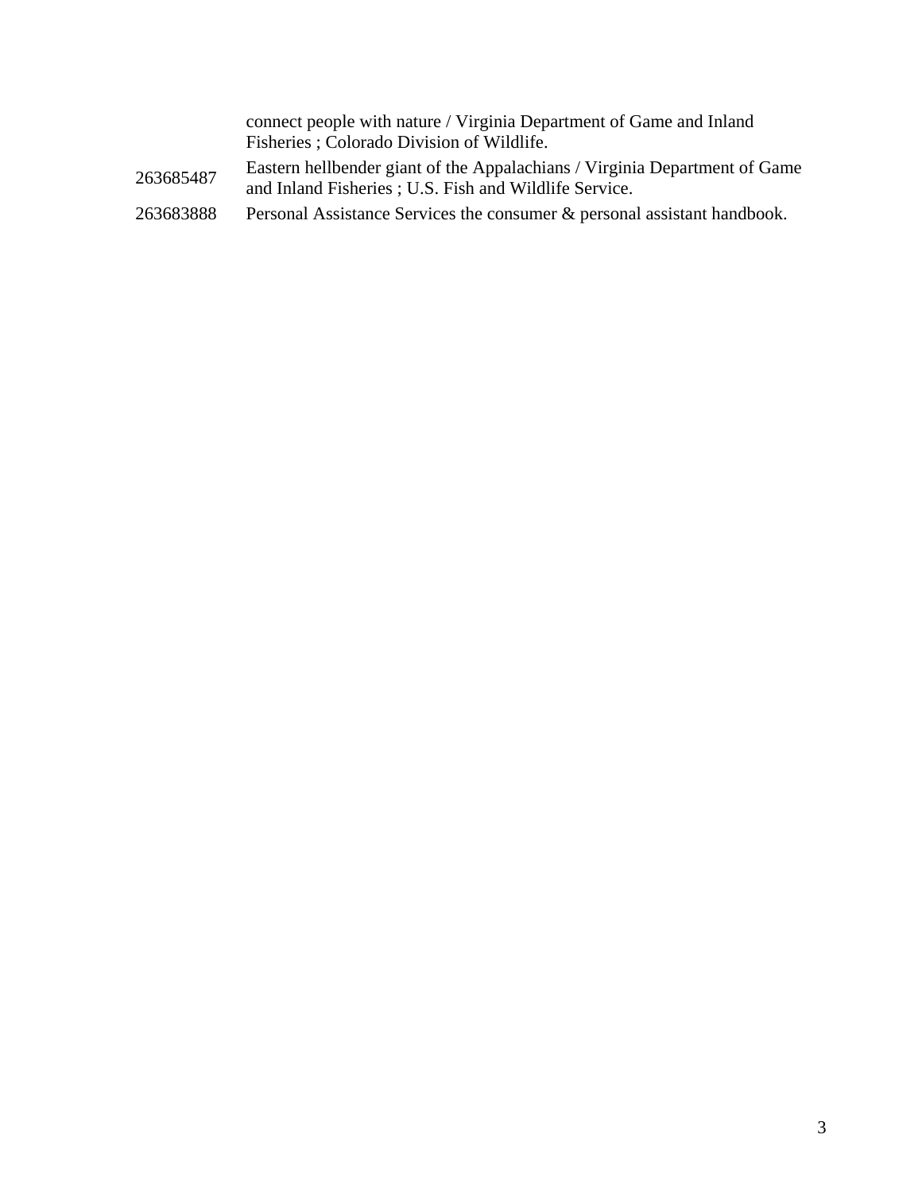| | |
|---|---|
| | connect people with nature / Virginia Department of Game and Inland Fisheries ; Colorado Division of Wildlife. |
| 263685487 | Eastern hellbender giant of the Appalachians / Virginia Department of Game and Inland Fisheries ; U.S. Fish and Wildlife Service. |
| 263683888 | Personal Assistance Services the consumer & personal assistant handbook. |